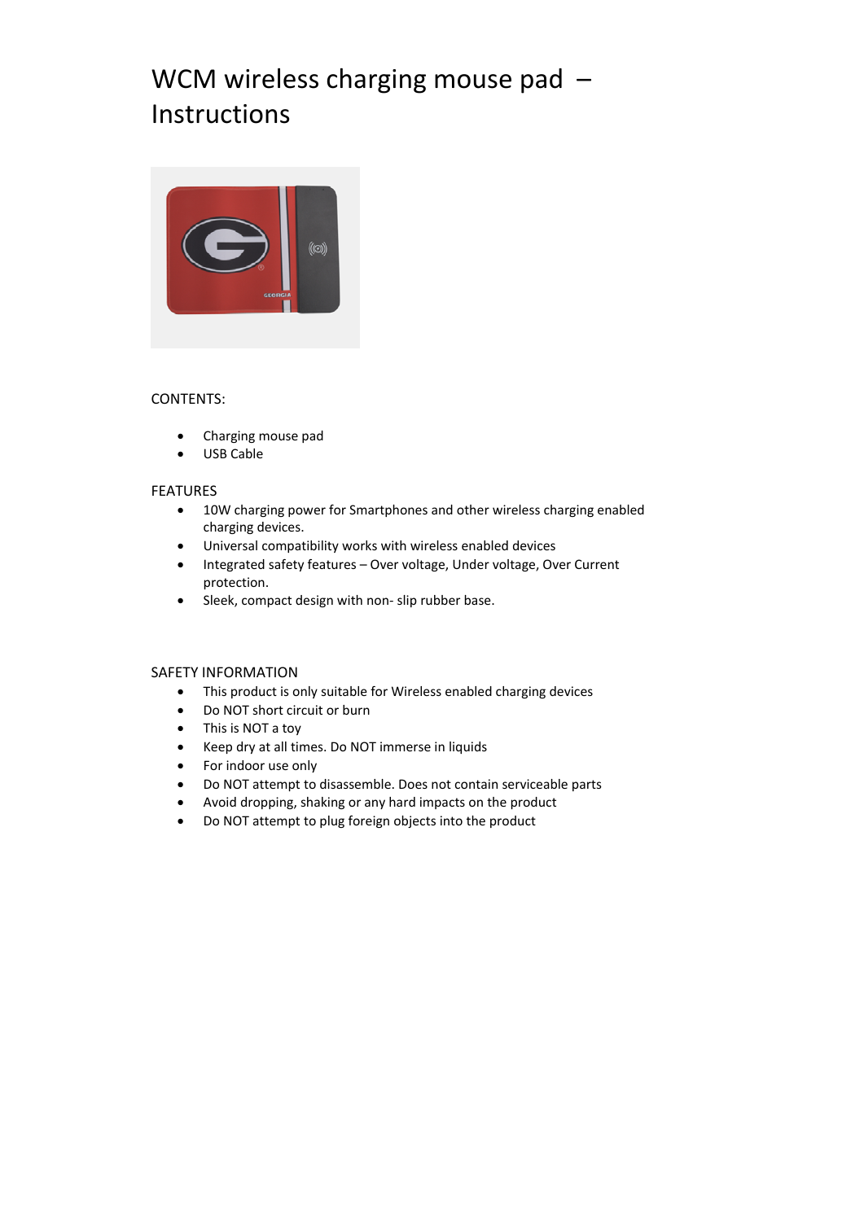# WCM wireless charging mouse pad – Instructions

CONTENTS:

- Charging mouse pad
- USB Cable

FEATURES

- 10W charging power for Smartphones and other wireless charging enabled charging devices.
- Universal compatibility works with wireless enabled devices
- Integrated safety features – Over voltage, Under voltage, Over Current protection.
- Sleek, compact design with non- slip rubber base.

SAFETY INFORMATION

- This product is only suitable for Wireless enabled charging devices
- Do NOT short circuit or burn
- This is NOT a toy
- Keep dry at all times. Do NOT immerse in liquids
- For indoor use only
- Do NOT attempt to disassemble. Does not contain serviceable parts
- Avoid dropping, shaking or any hard impacts on the product
- Do NOT attempt to plug foreign objects into the product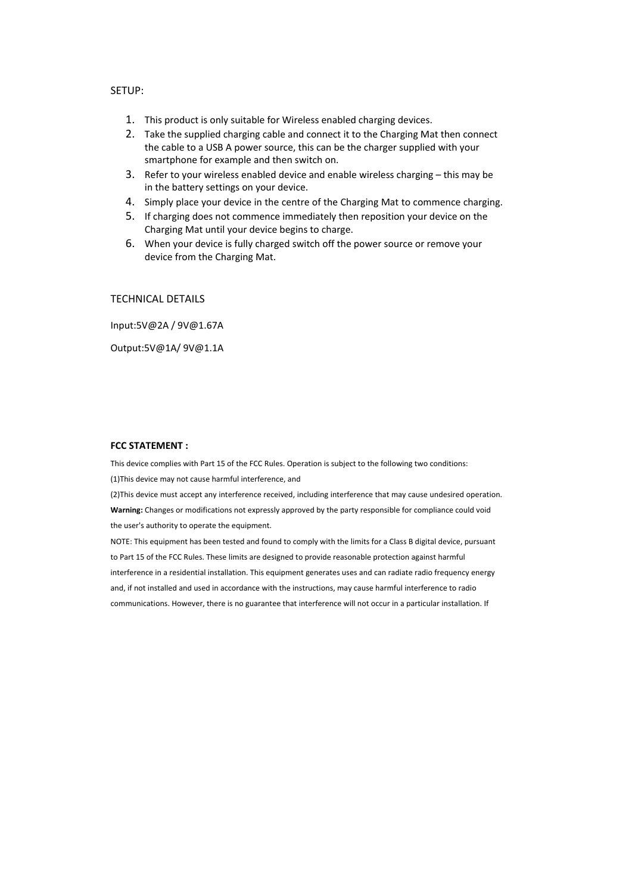SETUP:

1. This product is only suitable for Wireless enabled charging devices.
2. Take the supplied charging cable and connect it to the Charging Mat then connect the cable to a USB A power source, this can be the charger supplied with your smartphone for example and then switch on.
3. Refer to your wireless enabled device and enable wireless charging – this may be in the battery settings on your device.
4. Simply place your device in the centre of the Charging Mat to commence charging.
5. If charging does not commence immediately then reposition your device on the Charging Mat until your device begins to charge.
6. When your device is fully charged switch off the power source or remove your device from the Charging Mat.

TECHNICAL DETAILS

Input:5V@2A / 9V@1.67A

Output:5V@1A/ 9V@1.1A

**FCC STATEMENT :**

This device complies with Part 15 of the FCC Rules. Operation is subject to the following two conditions:

(1)This device may not cause harmful interference, and

(2)This device must accept any interference received, including interference that may cause undesired operation.

**Warning:** Changes or modifications not expressly approved by the party responsible for compliance could void the user's authority to operate the equipment.

NOTE: This equipment has been tested and found to comply with the limits for a Class B digital device, pursuant to Part 15 of the FCC Rules. These limits are designed to provide reasonable protection against harmful interference in a residential installation. This equipment generates uses and can radiate radio frequency energy and, if not installed and used in accordance with the instructions, may cause harmful interference to radio communications. However, there is no guarantee that interference will not occur in a particular installation. If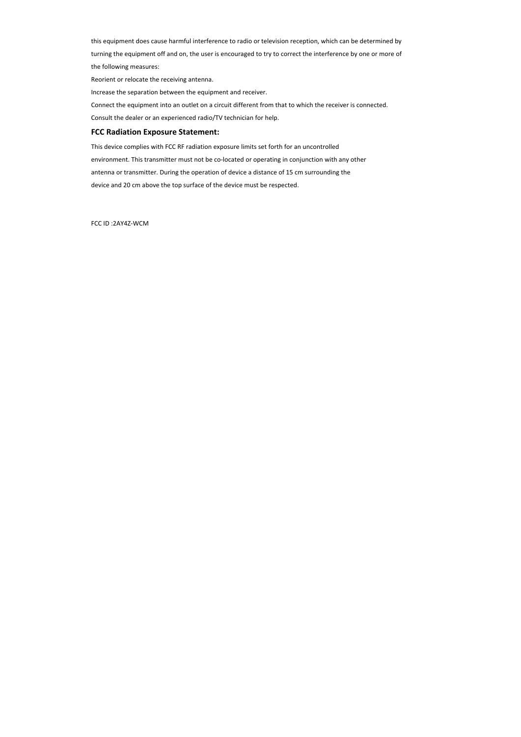this equipment does cause harmful interference to radio or television reception, which can be determined by turning the equipment off and on, the user is encouraged to try to correct the interference by one or more of the following measures:

Reorient or relocate the receiving antenna.

Increase the separation between the equipment and receiver.

Connect the equipment into an outlet on a circuit different from that to which the receiver is connected.

Consult the dealer or an experienced radio/TV technician for help.

**FCC Radiation Exposure Statement:**

This device complies with FCC RF radiation exposure limits set forth for an uncontrolled environment. This transmitter must not be co-located or operating in conjunction with any other antenna or transmitter. During the operation of device a distance of 15 cm surrounding the device and 20 cm above the top surface of the device must be respected.

FCC ID :2AY4Z-WCM